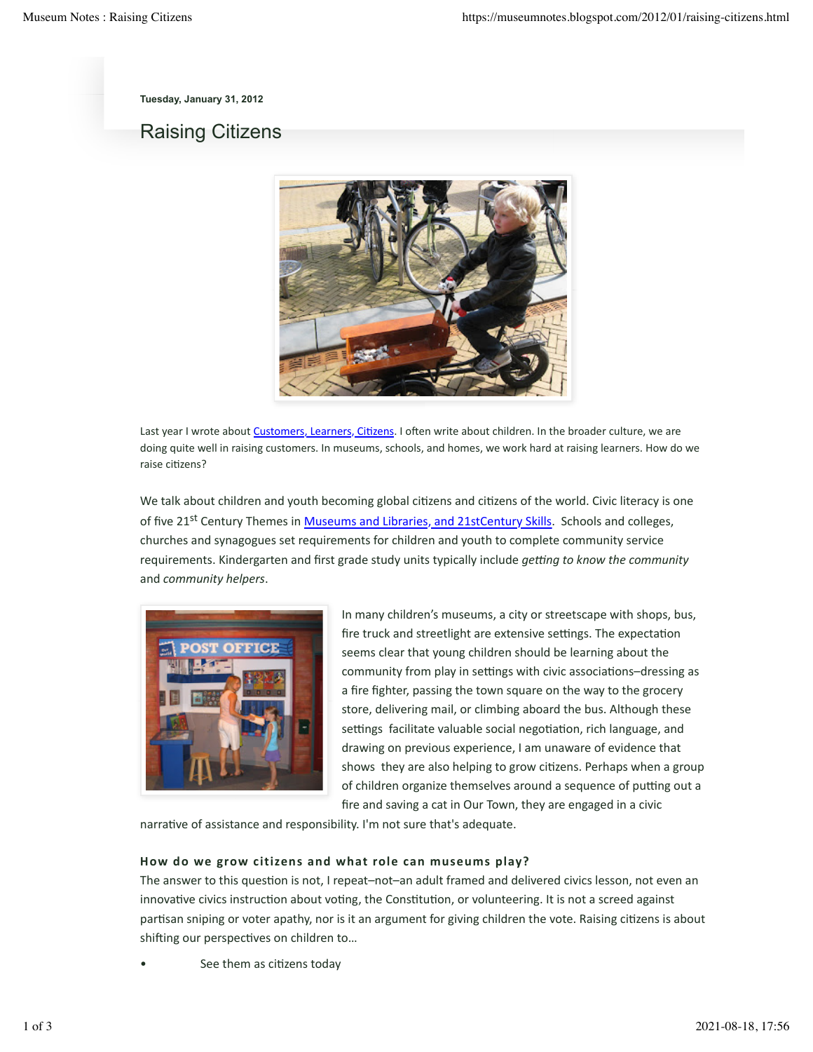Tuesday, January 31, 2012

# Raising Citizens

Last year I wrote about Customers, Learners, Citizens. I often write about children. In the broader culture, we are doing quite well in raising customers. In museums, schools, and homes, we work hard at raising learners. How do we raise citizens?

We talk about children and youth becoming global citizens and citizens of the world. Civic literacy is one of five 21st Century Themes in Museums and Libraries, and 21stCentury Skills. Schools and colleges, churches and synagogues set requirements for children and youth to complete community service requirements. Kindergarten and first grade study units typically include *getting to know the community* and *community helpers*.

In many children's museums, a city or streetscape with shops, bus, fire truck and streetlight are extensive settings. The expectation seems clear that young children should be learning about the community from play in settings with civic associations–dressing as a fire fighter, passing the town square on the way to the grocery store, delivering mail, or climbing aboard the bus. Although these settings facilitate valuable social negotiation, rich language, and drawing on previous experience, I am unaware of evidence that shows they are also helping to grow citizens. Perhaps when a group of children organize themselves around a sequence of putting out a fire and saving a cat in Our Town, they are engaged in a civic narrative of assistance and responsibility. I'm not sure that's adequate.

**How do we grow citizens and what role can museums play?**

The answer to this question is not, I repeat–not–an adult framed and delivered civics lesson, not even an innovative civics instruction about voting, the Constitution, or volunteering. It is not a screed against partisan sniping or voter apathy, nor is it an argument for giving children the vote. Raising citizens is about shifting our perspectives on children to…

- See them as citizens today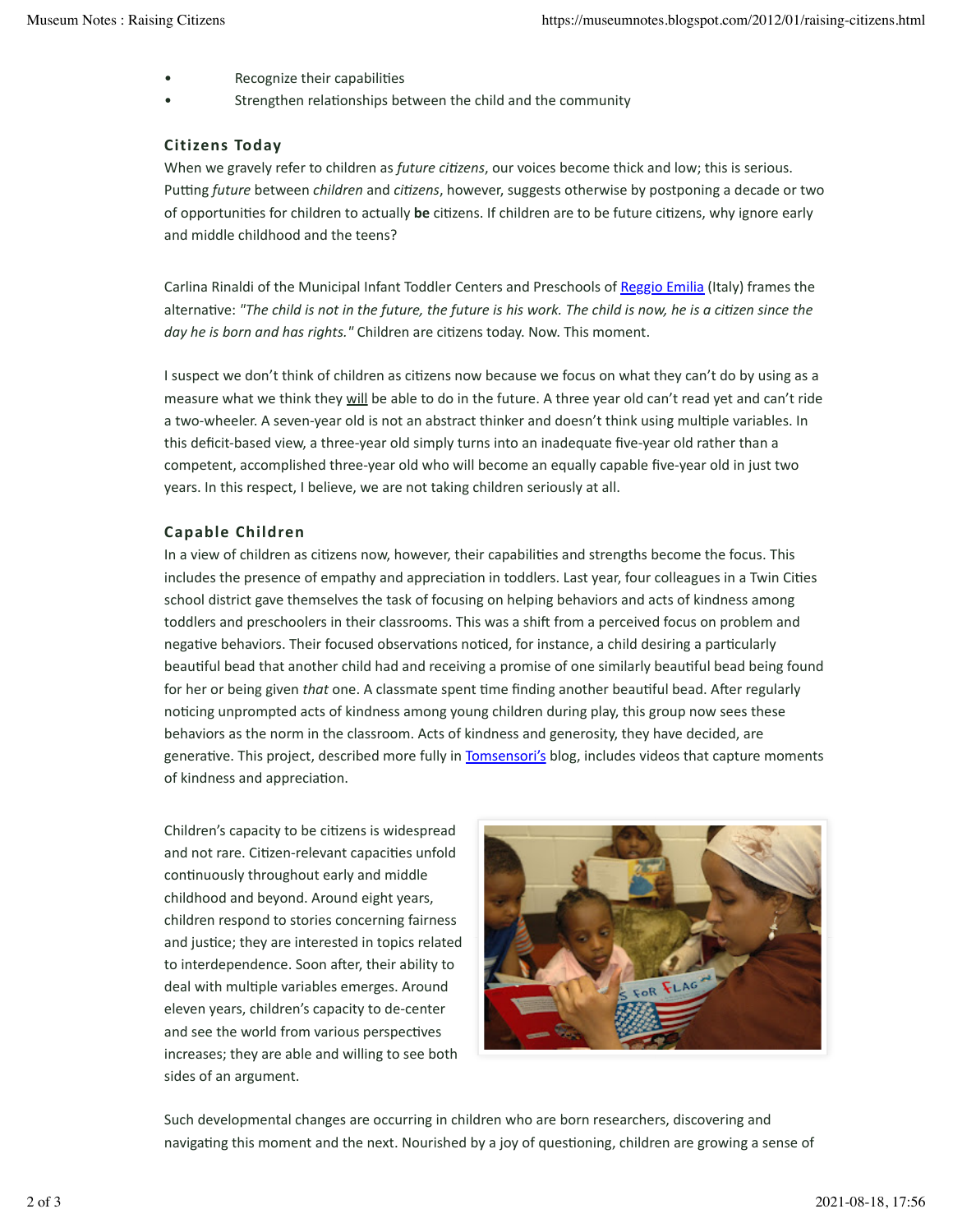- Recognize their capabilities
- Strengthen relationships between the child and the community

### Citizens Today

When we gravely refer to children as *future citizens*, our voices become thick and low; this is serious. Putting *future* between *children* and *citizens*, however, suggests otherwise by postponing a decade or two of opportunities for children to actually **be** citizens. If children are to be future citizens, why ignore early and middle childhood and the teens?

Carlina Rinaldi of the Municipal Infant Toddler Centers and Preschools of Reggio Emilia (Italy) frames the alternative: *"The child is not in the future, the future is his work. The child is now, he is a citizen since the day he is born and has rights."* Children are citizens today. Now. This moment.

I suspect we don't think of children as citizens now because we focus on what they can't do by using as a measure what we think they will be able to do in the future. A three year old can't read yet and can't ride a two-wheeler. A seven-year old is not an abstract thinker and doesn't think using multiple variables. In this deficit-based view, a three-year old simply turns into an inadequate five-year old rather than a competent, accomplished three-year old who will become an equally capable five-year old in just two years. In this respect, I believe, we are not taking children seriously at all.

### Capable Children

In a view of children as citizens now, however, their capabilities and strengths become the focus. This includes the presence of empathy and appreciation in toddlers. Last year, four colleagues in a Twin Cities school district gave themselves the task of focusing on helping behaviors and acts of kindness among toddlers and preschoolers in their classrooms. This was a shift from a perceived focus on problem and negative behaviors. Their focused observations noticed, for instance, a child desiring a particularly beautiful bead that another child had and receiving a promise of one similarly beautiful bead being found for her or being given *that* one. A classmate spent time finding another beautiful bead. After regularly noticing unprompted acts of kindness among young children during play, this group now sees these behaviors as the norm in the classroom. Acts of kindness and generosity, they have decided, are generative. This project, described more fully in Tomsensori's blog, includes videos that capture moments of kindness and appreciation.

Children's capacity to be citizens is widespread and not rare. Citizen-relevant capacities unfold continuously throughout early and middle childhood and beyond. Around eight years, children respond to stories concerning fairness and justice; they are interested in topics related to interdependence. Soon after, their ability to deal with multiple variables emerges. Around eleven years, children's capacity to de-center and see the world from various perspectives increases; they are able and willing to see both sides of an argument.

Such developmental changes are occurring in children who are born researchers, discovering and navigating this moment and the next. Nourished by a joy of questioning, children are growing a sense of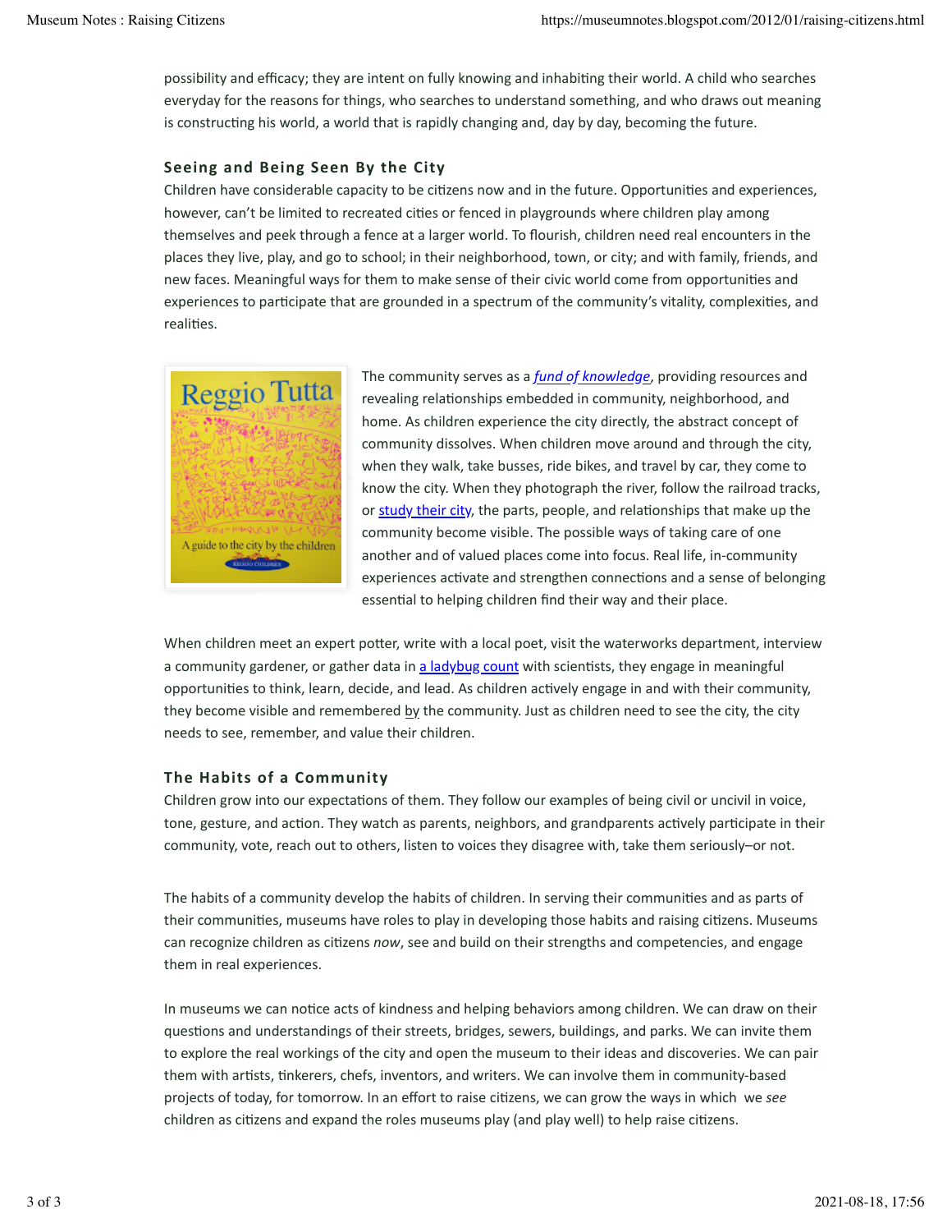possibility and efficacy; they are intent on fully knowing and inhabiting their world. A child who searches everyday for the reasons for things, who searches to understand something, and who draws out meaning is constructing his world, a world that is rapidly changing and, day by day, becoming the future.

### Seeing and Being Seen By the City

Children have considerable capacity to be citizens now and in the future. Opportunities and experiences, however, can't be limited to recreated cities or fenced in playgrounds where children play among themselves and peek through a fence at a larger world. To flourish, children need real encounters in the places they live, play, and go to school; in their neighborhood, town, or city; and with family, friends, and new faces. Meaningful ways for them to make sense of their civic world come from opportunities and experiences to participate that are grounded in a spectrum of the community's vitality, complexities, and realities.

Reggio Tutta

A guide to the city by the children

REGGIO CHILDREN

The community serves as a *fund of knowledge*, providing resources and revealing relationships embedded in community, neighborhood, and home. As children experience the city directly, the abstract concept of community dissolves. When children move around and through the city, when they walk, take busses, ride bikes, and travel by car, they come to know the city. When they photograph the river, follow the railroad tracks, or study their city, the parts, people, and relationships that make up the community become visible. The possible ways of taking care of one another and of valued places come into focus. Real life, in-community experiences activate and strengthen connections and a sense of belonging essential to helping children find their way and their place.

When children meet an expert potter, write with a local poet, visit the waterworks department, interview a community gardener, or gather data in a ladybug count with scientists, they engage in meaningful opportunities to think, learn, decide, and lead. As children actively engage in and with their community, they become visible and remembered by the community. Just as children need to see the city, the city needs to see, remember, and value their children.

### The Habits of a Community

Children grow into our expectations of them. They follow our examples of being civil or uncivil in voice, tone, gesture, and action. They watch as parents, neighbors, and grandparents actively participate in their community, vote, reach out to others, listen to voices they disagree with, take them seriously–or not.

The habits of a community develop the habits of children. In serving their communities and as parts of their communities, museums have roles to play in developing those habits and raising citizens. Museums can recognize children as citizens *now*, see and build on their strengths and competencies, and engage them in real experiences.

In museums we can notice acts of kindness and helping behaviors among children. We can draw on their questions and understandings of their streets, bridges, sewers, buildings, and parks. We can invite them to explore the real workings of the city and open the museum to their ideas and discoveries. We can pair them with artists, tinkerers, chefs, inventors, and writers. We can involve them in community-based projects of today, for tomorrow. In an effort to raise citizens, we can grow the ways in which we *see* children as citizens and expand the roles museums play (and play well) to help raise citizens.